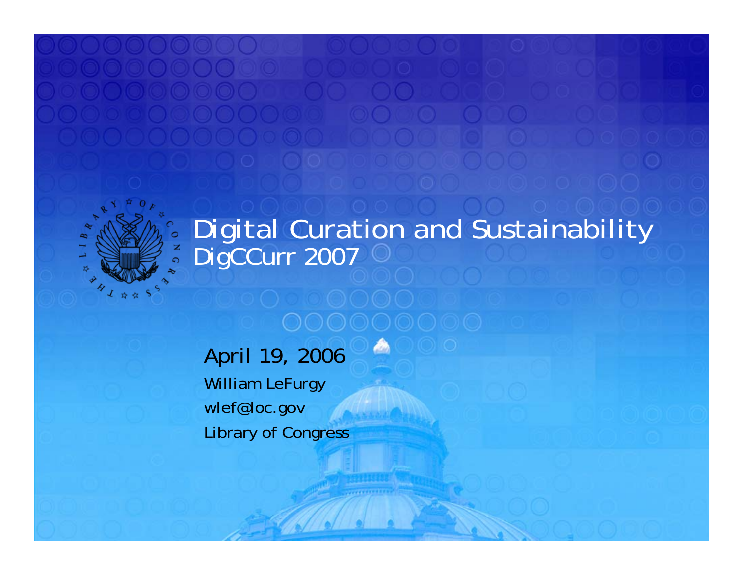# Digital Curation and Sustainability

## DigCCurr 2007

April 19, 2006

William LeFurgy

wlef@loc.gov

Library of Congress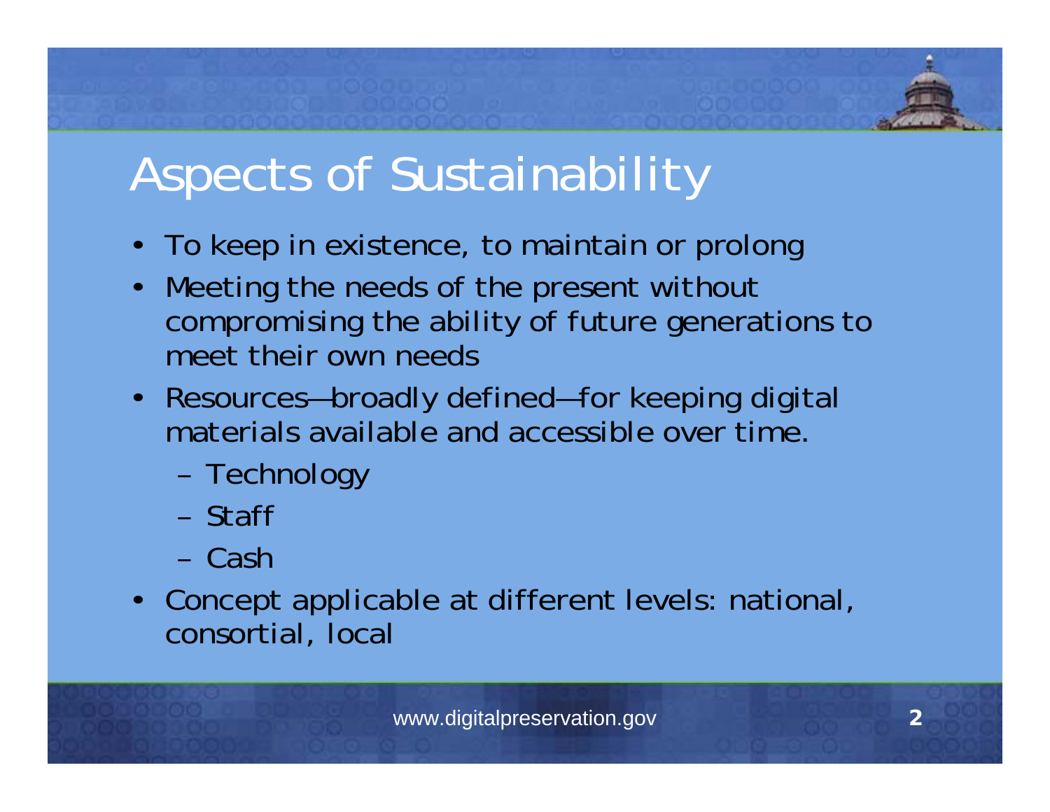# Aspects of Sustainability

- To keep in existence, to maintain or prolong
- Meeting the needs of the present without compromising the ability of future generations to meet their own needs
- Resources—broadly defined—for keeping digital materials available and accessible over time.
  - Technology
  - Staff
  - Cash
- Concept applicable at different levels: national, consortial, local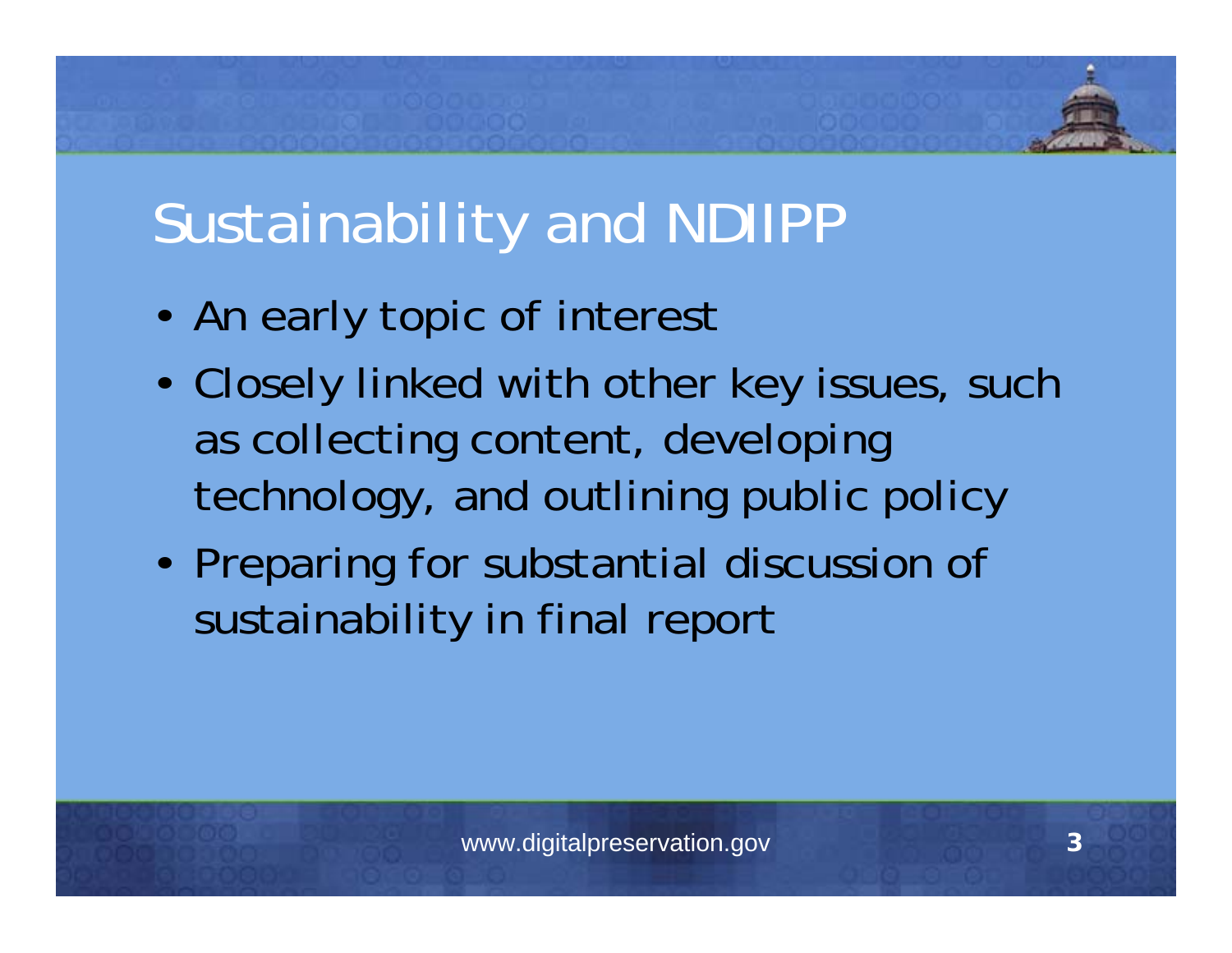# Sustainability and NDIIPP

- An early topic of interest
- Closely linked with other key issues, such as collecting content, developing technology, and outlining public policy
- Preparing for substantial discussion of sustainability in final report

www.digitalpreservation.gov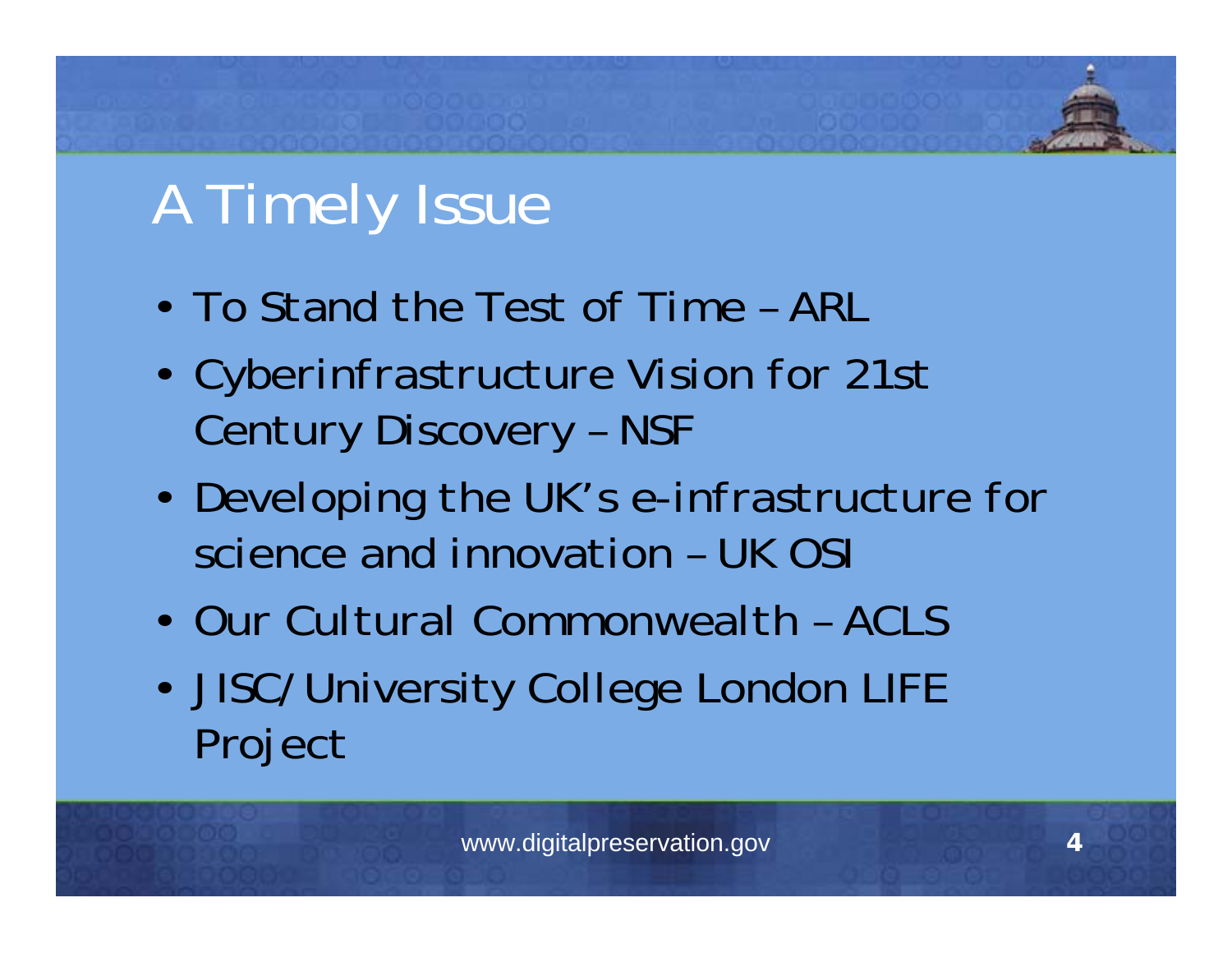# A Timely Issue

- To Stand the Test of Time – ARL
- Cyberinfrastructure Vision for 21st Century Discovery – NSF
- Developing the UK's e-infrastructure for science and innovation – UK OSI
- Our Cultural Commonwealth – ACLS
- JISC/University College London LIFE Project

www.digitalpreservation.gov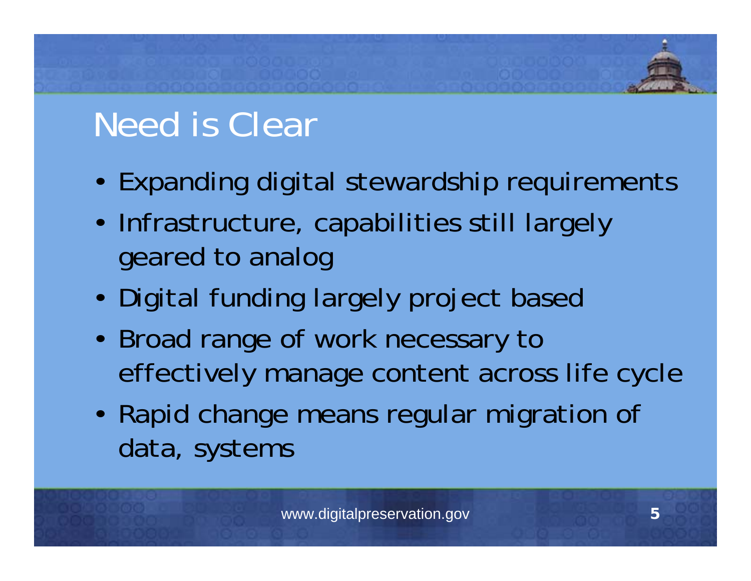# Need is Clear

- Expanding digital stewardship requirements
- Infrastructure, capabilities still largely geared to analog
- Digital funding largely project based
- Broad range of work necessary to effectively manage content across life cycle
- Rapid change means regular migration of data, systems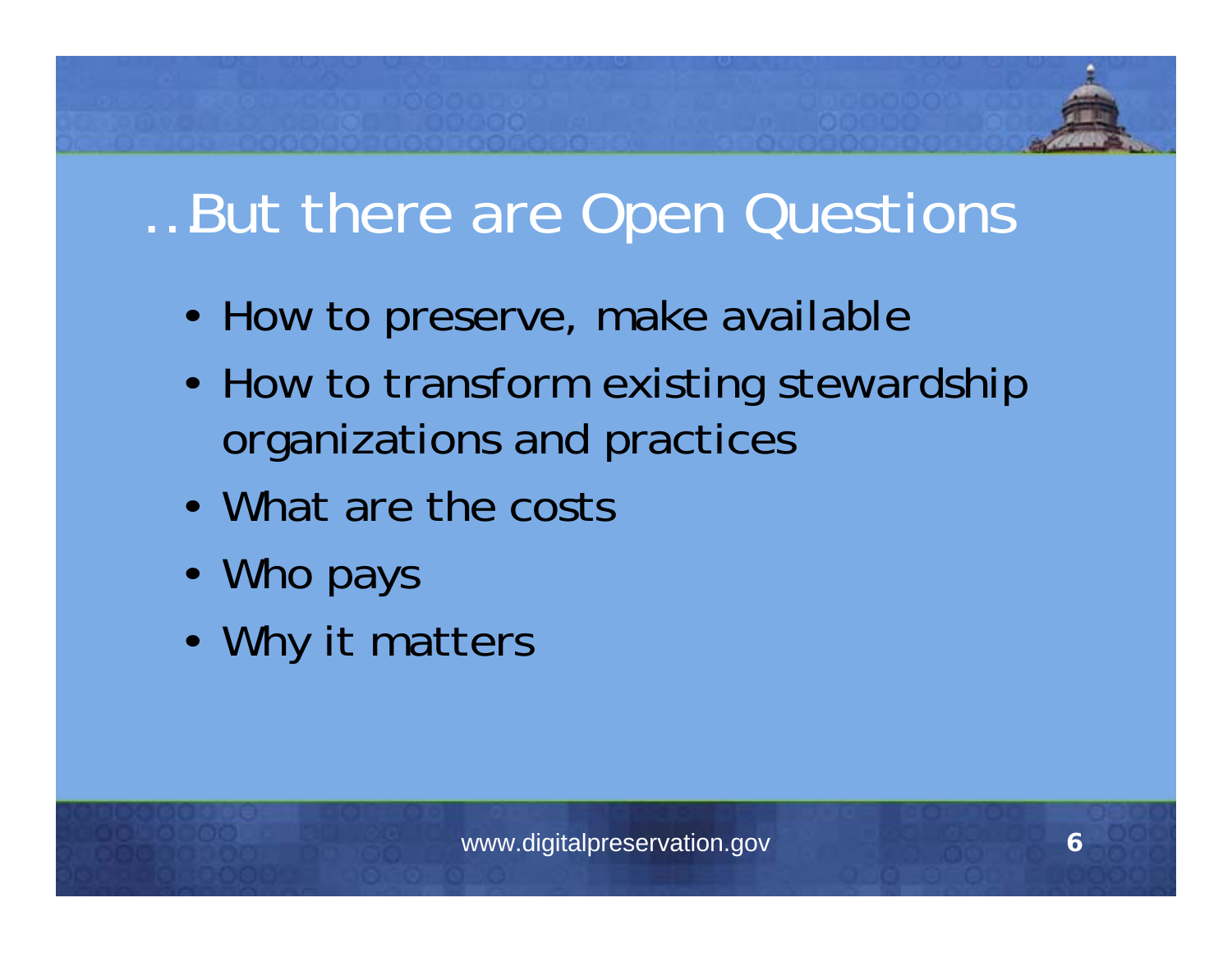# ..But there are Open Questions

- How to preserve, make available
- How to transform existing stewardship organizations and practices
- What are the costs
- Who pays
- Why it matters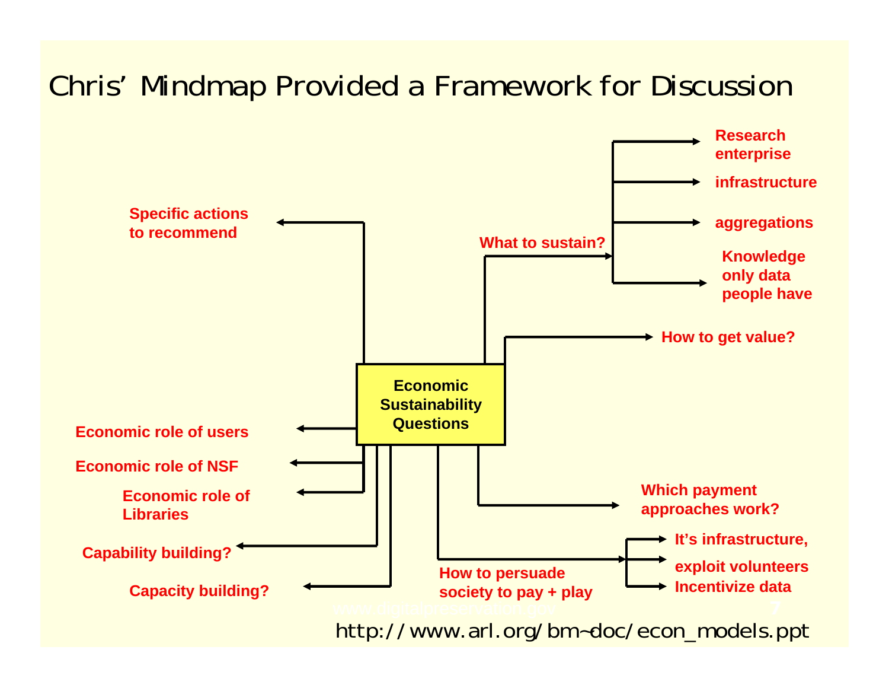# Chris' Mindmap Provided a Framework for Discussion

**Economic Sustainability Questions**

- **What to sustain?**
  - **Research enterprise**
  - **infrastructure**
  - **aggregations**
  - **Knowledge only data people have**
- **How to get value?**
- **Which payment approaches work?**
- **How to persuade society to pay + play**
  - **It's infrastructure,**
  - **exploit volunteers**
  - **Incentivize data**
- **Specific actions to recommend**
- **Economic role of users**
- **Economic role of NSF**
- **Economic role of Libraries**
- **Capability building?**
- **Capacity building?**

http://www.arl.org/bm~doc/econ_models.ppt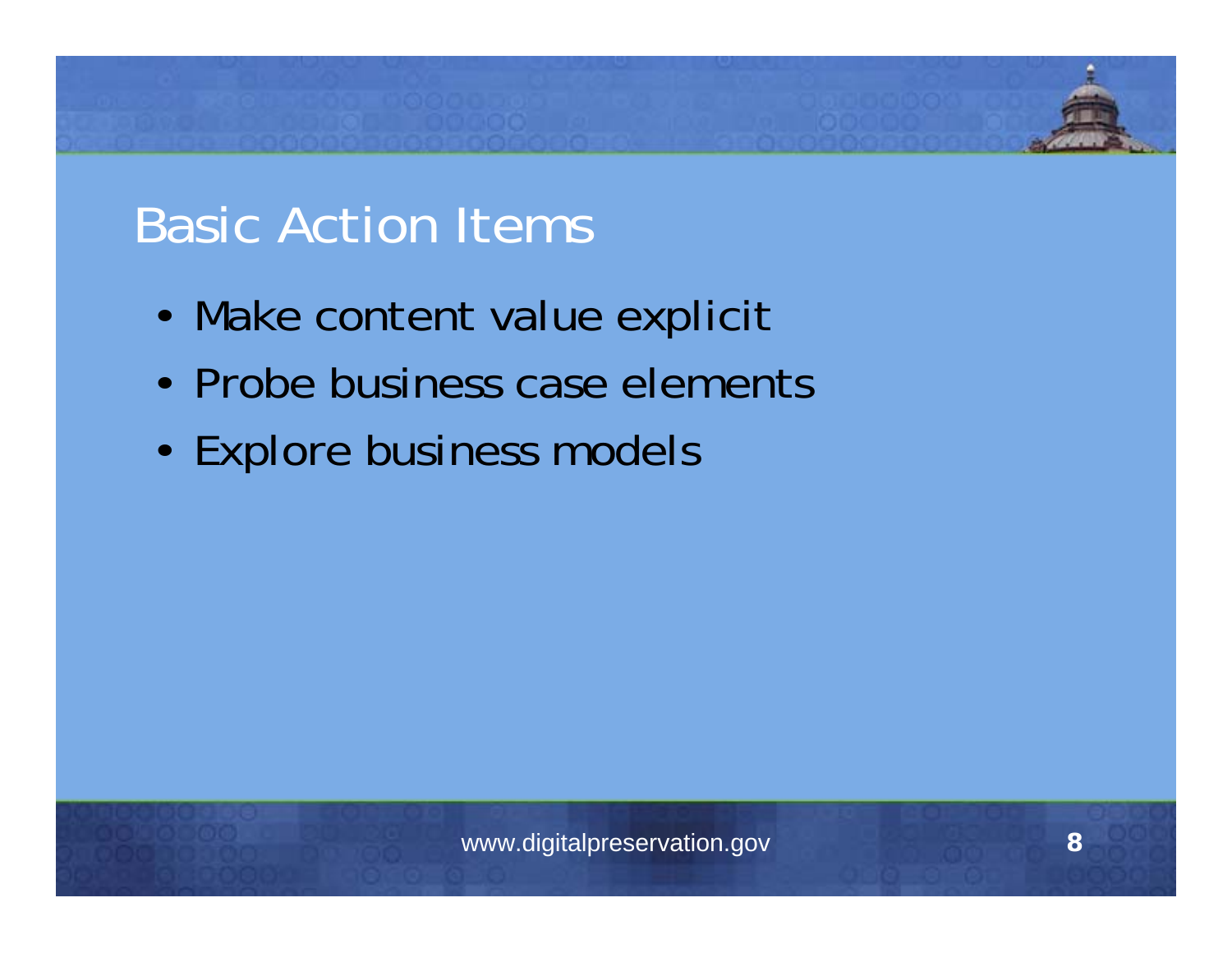# Basic Action Items

- Make content value explicit
- Probe business case elements
- Explore business models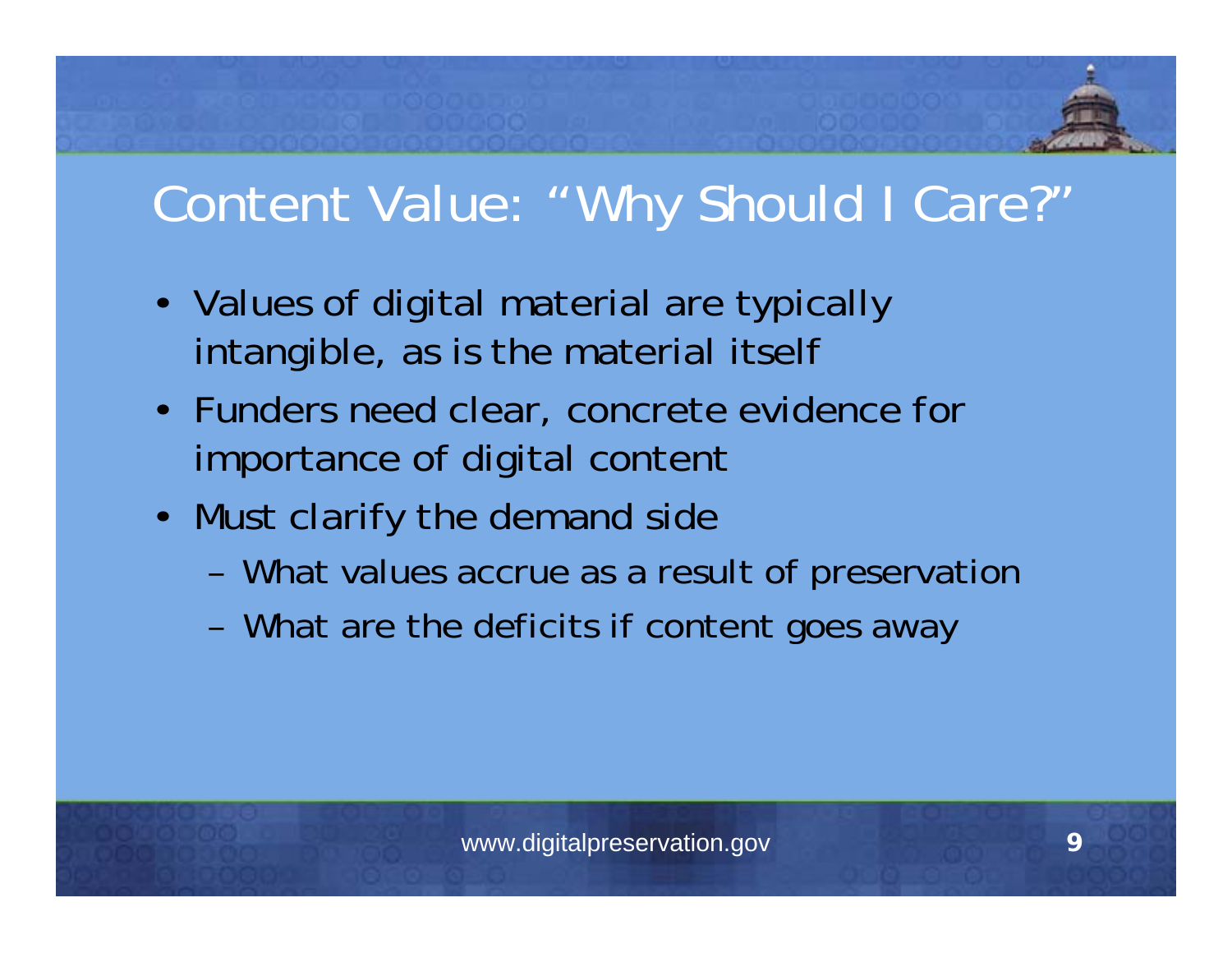# Content Value: "Why Should I Care?"

- Values of digital material are typically intangible, as is the material itself
- Funders need clear, concrete evidence for importance of digital content
- Must clarify the demand side
  - What values accrue as a result of preservation
  - What are the deficits if content goes away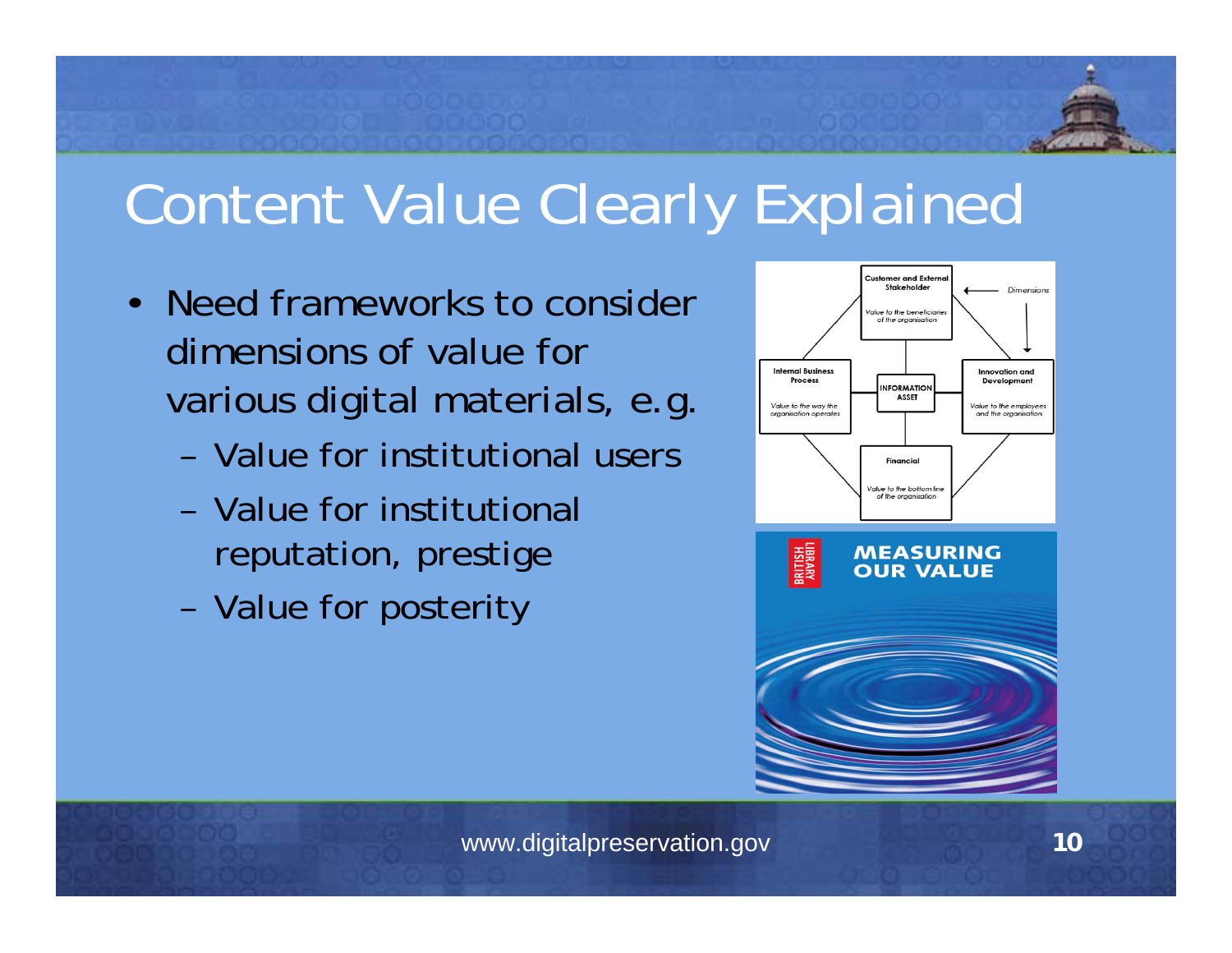# Content Value Clearly Explained

- Need frameworks to consider dimensions of value for various digital materials, e.g.
  - Value for institutional users
  - Value for institutional reputation, prestige
  - Value for posterity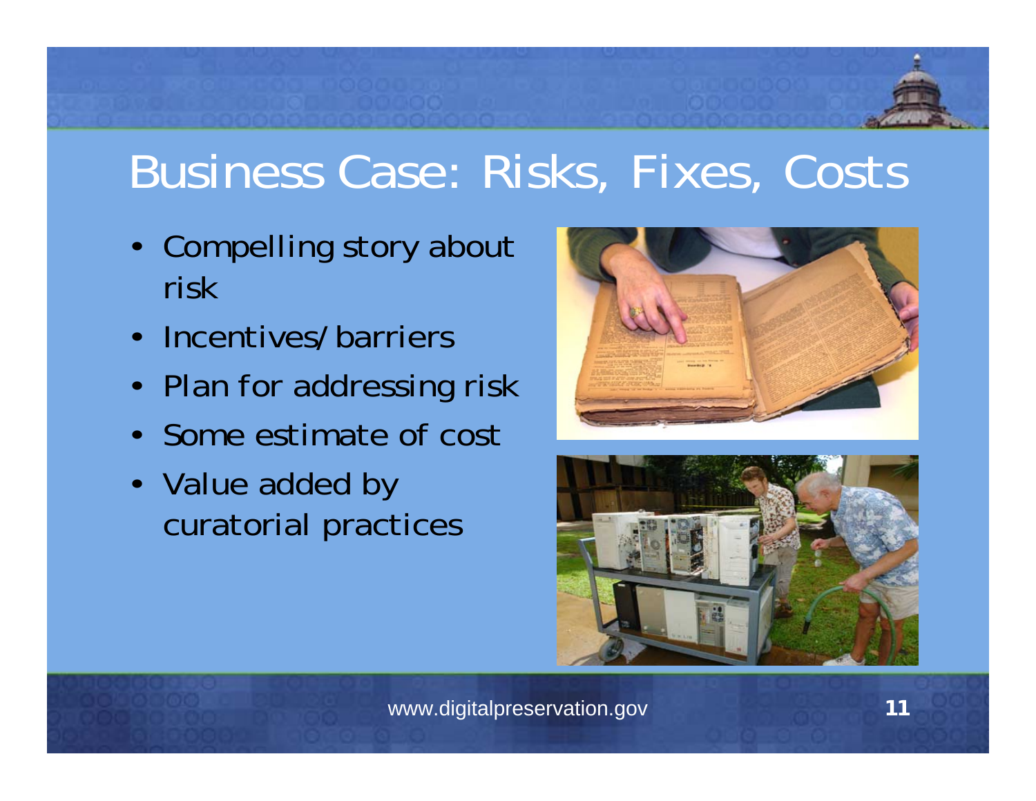# Business Case: Risks, Fixes, Costs

- Compelling story about risk
- Incentives/barriers
- Plan for addressing risk
- Some estimate of cost
- Value added by curatorial practices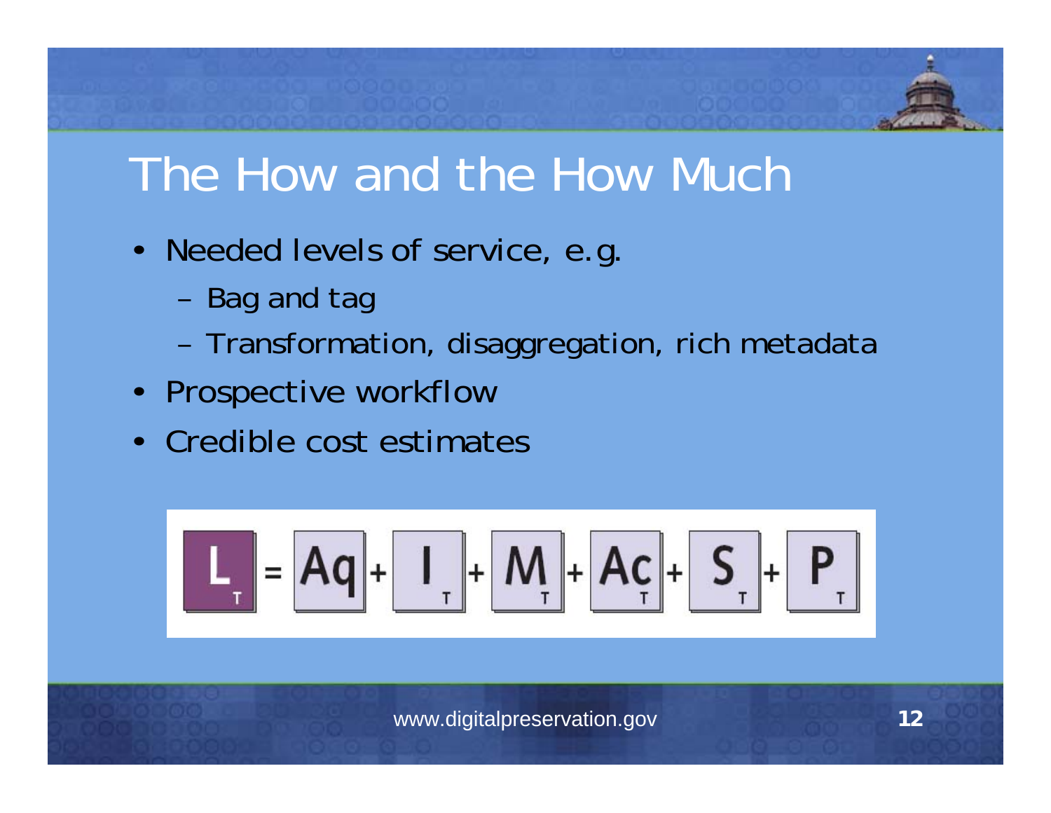# The How and the How Much

- Needed levels of service, e.g.
  - Bag and tag
  - Transformation, disaggregation, rich metadata
- Prospective workflow
- Credible cost estimates

$$L_T = Aq + I_T + M_T + Ac_T + S_T + P_T$$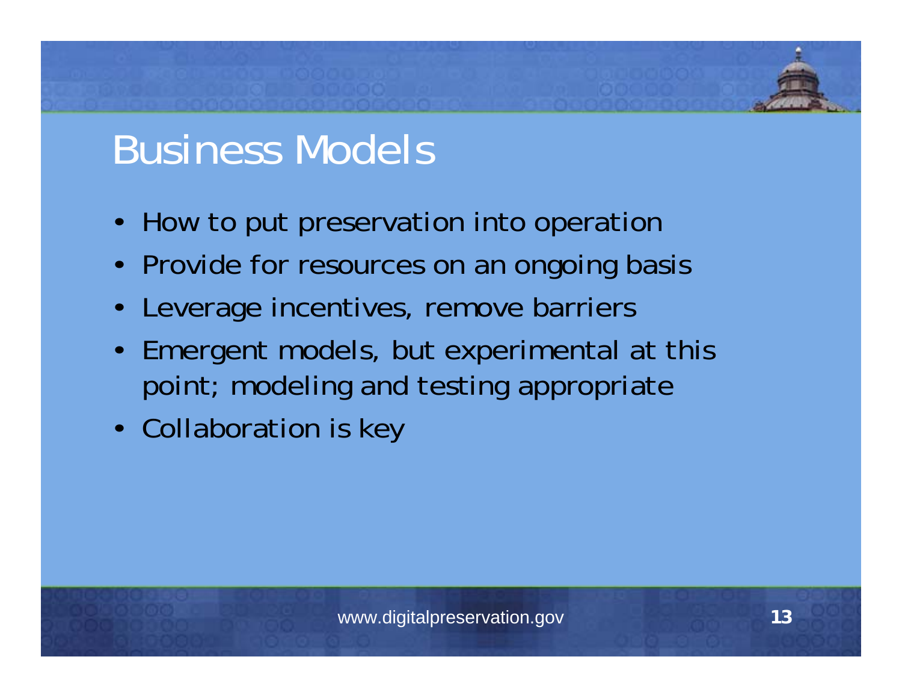# Business Models

- How to put preservation into operation
- Provide for resources on an ongoing basis
- Leverage incentives, remove barriers
- Emergent models, but experimental at this point; modeling and testing appropriate
- Collaboration is key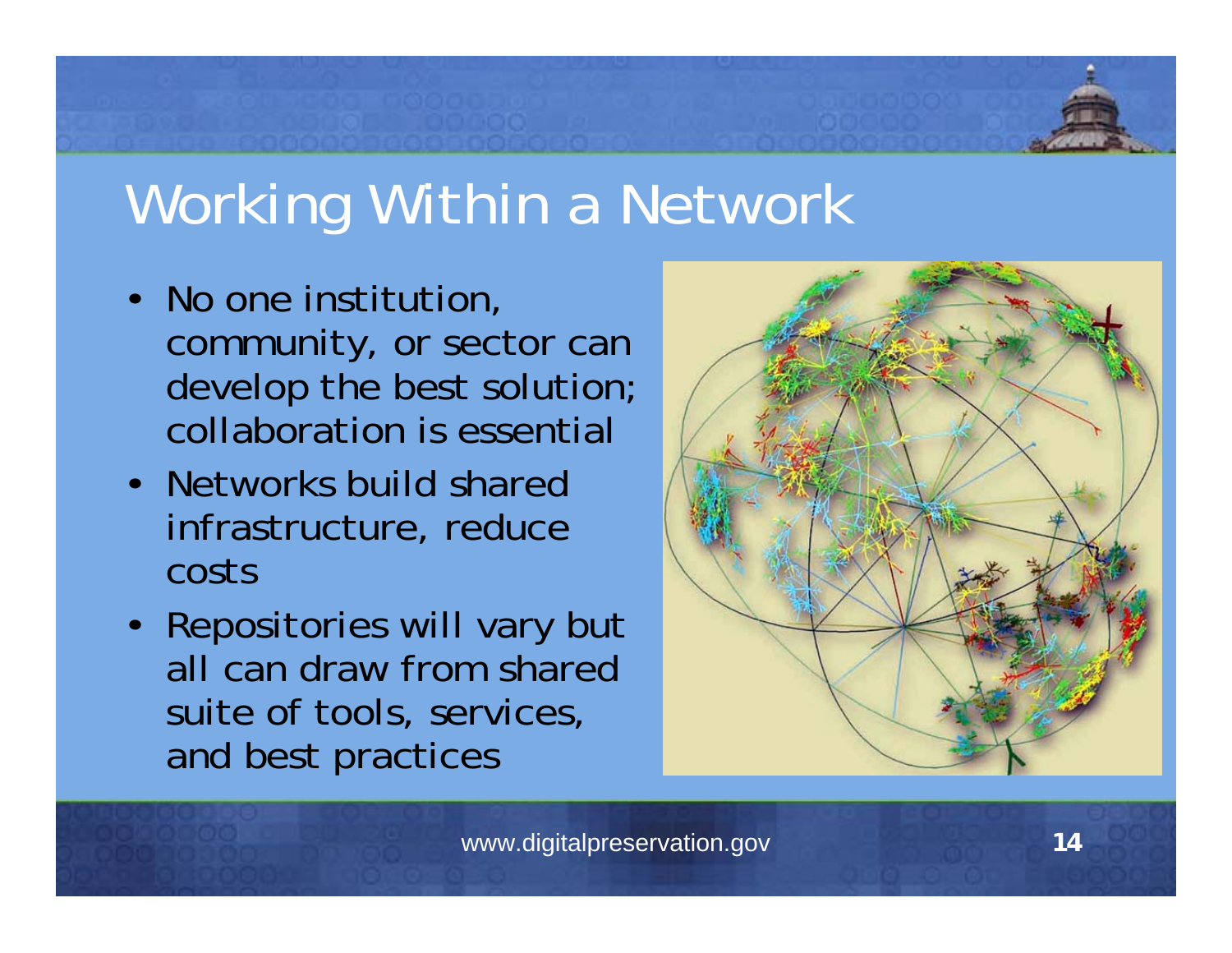# Working Within a Network

- No one institution, community, or sector can develop the best solution; collaboration is essential
- Networks build shared infrastructure, reduce costs
- Repositories will vary but all can draw from shared suite of tools, services, and best practices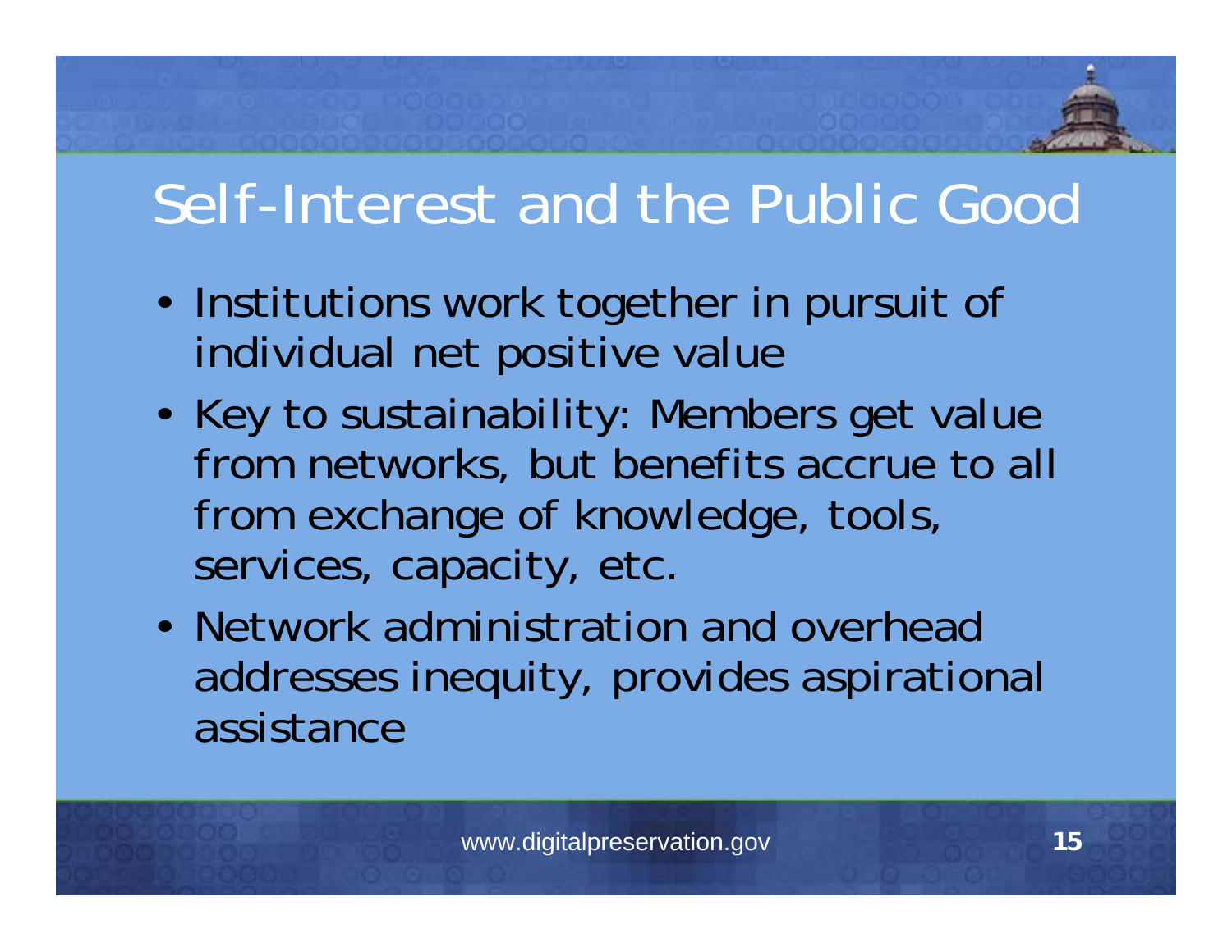# Self-Interest and the Public Good

- Institutions work together in pursuit of individual net positive value
- Key to sustainability: Members get value from networks, but benefits accrue to all from exchange of knowledge, tools, services, capacity, etc.
- Network administration and overhead addresses inequity, provides aspirational assistance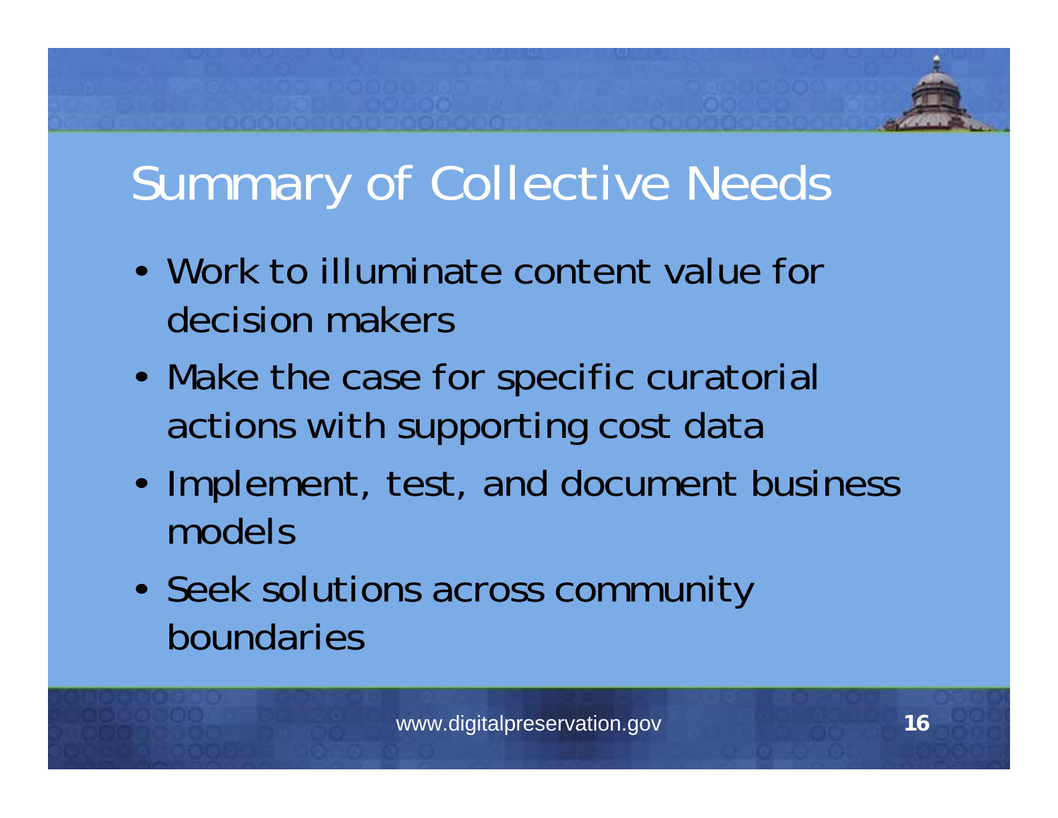# Summary of Collective Needs

- Work to illuminate content value for decision makers
- Make the case for specific curatorial actions with supporting cost data
- Implement, test, and document business models
- Seek solutions across community boundaries